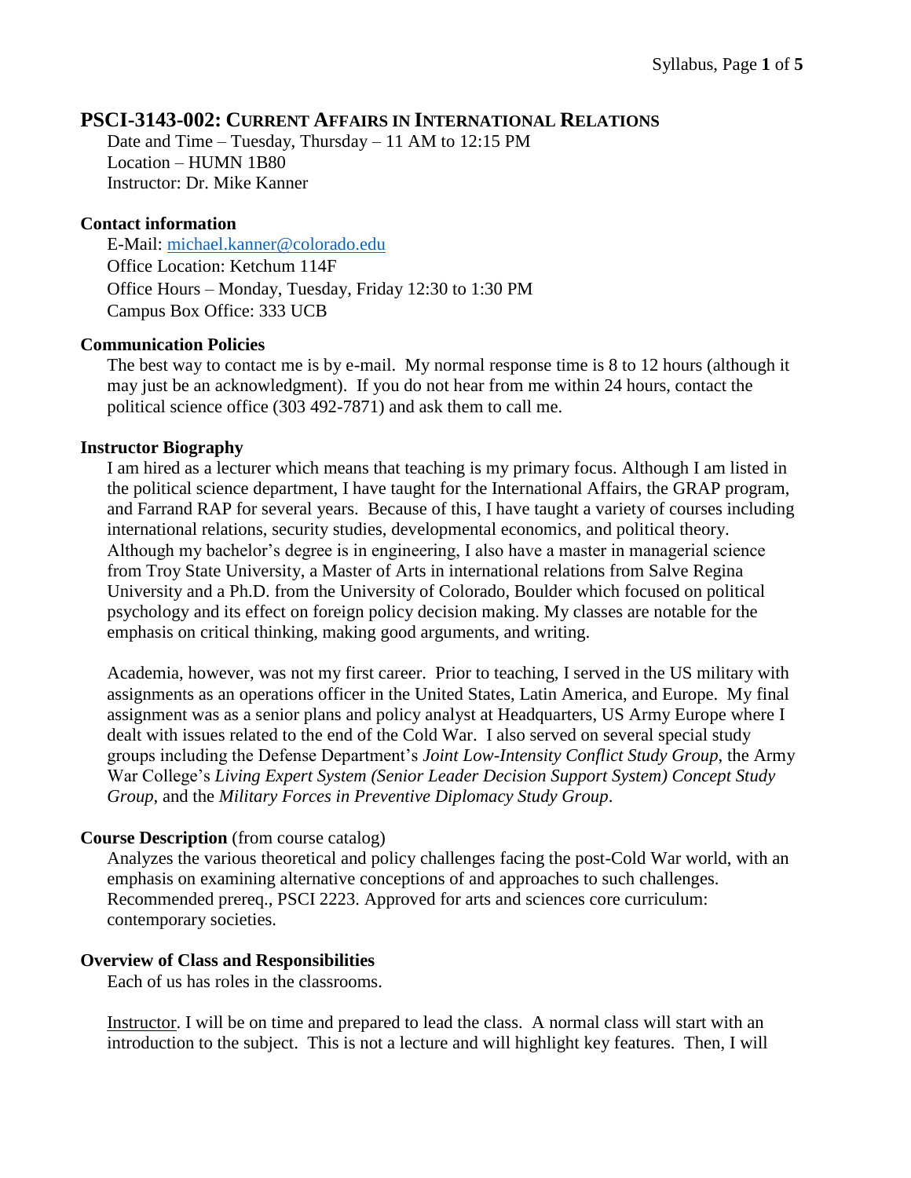# PSCI-3143-002: Current Affairs in International Relations

Date and Time – Tuesday, Thursday – 11 AM to 12:15 PM
Location – HUMN 1B80
Instructor: Dr. Mike Kanner

### Contact information

E-Mail: michael.kanner@colorado.edu
Office Location: Ketchum 114F
Office Hours – Monday, Tuesday, Friday 12:30 to 1:30 PM
Campus Box Office: 333 UCB

### Communication Policies

The best way to contact me is by e-mail. My normal response time is 8 to 12 hours (although it may just be an acknowledgment). If you do not hear from me within 24 hours, contact the political science office (303 492-7871) and ask them to call me.

### Instructor Biography

I am hired as a lecturer which means that teaching is my primary focus. Although I am listed in the political science department, I have taught for the International Affairs, the GRAP program, and Farrand RAP for several years. Because of this, I have taught a variety of courses including international relations, security studies, developmental economics, and political theory. Although my bachelor's degree is in engineering, I also have a master in managerial science from Troy State University, a Master of Arts in international relations from Salve Regina University and a Ph.D. from the University of Colorado, Boulder which focused on political psychology and its effect on foreign policy decision making. My classes are notable for the emphasis on critical thinking, making good arguments, and writing.

Academia, however, was not my first career. Prior to teaching, I served in the US military with assignments as an operations officer in the United States, Latin America, and Europe. My final assignment was as a senior plans and policy analyst at Headquarters, US Army Europe where I dealt with issues related to the end of the Cold War. I also served on several special study groups including the Defense Department's *Joint Low-Intensity Conflict Study Group*, the Army War College's *Living Expert System (Senior Leader Decision Support System) Concept Study Group*, and the *Military Forces in Preventive Diplomacy Study Group*.

### Course Description (from course catalog)

Analyzes the various theoretical and policy challenges facing the post-Cold War world, with an emphasis on examining alternative conceptions of and approaches to such challenges. Recommended prereq., PSCI 2223. Approved for arts and sciences core curriculum: contemporary societies.

### Overview of Class and Responsibilities

Each of us has roles in the classrooms.

<u>Instructor</u>. I will be on time and prepared to lead the class. A normal class will start with an introduction to the subject. This is not a lecture and will highlight key features. Then, I will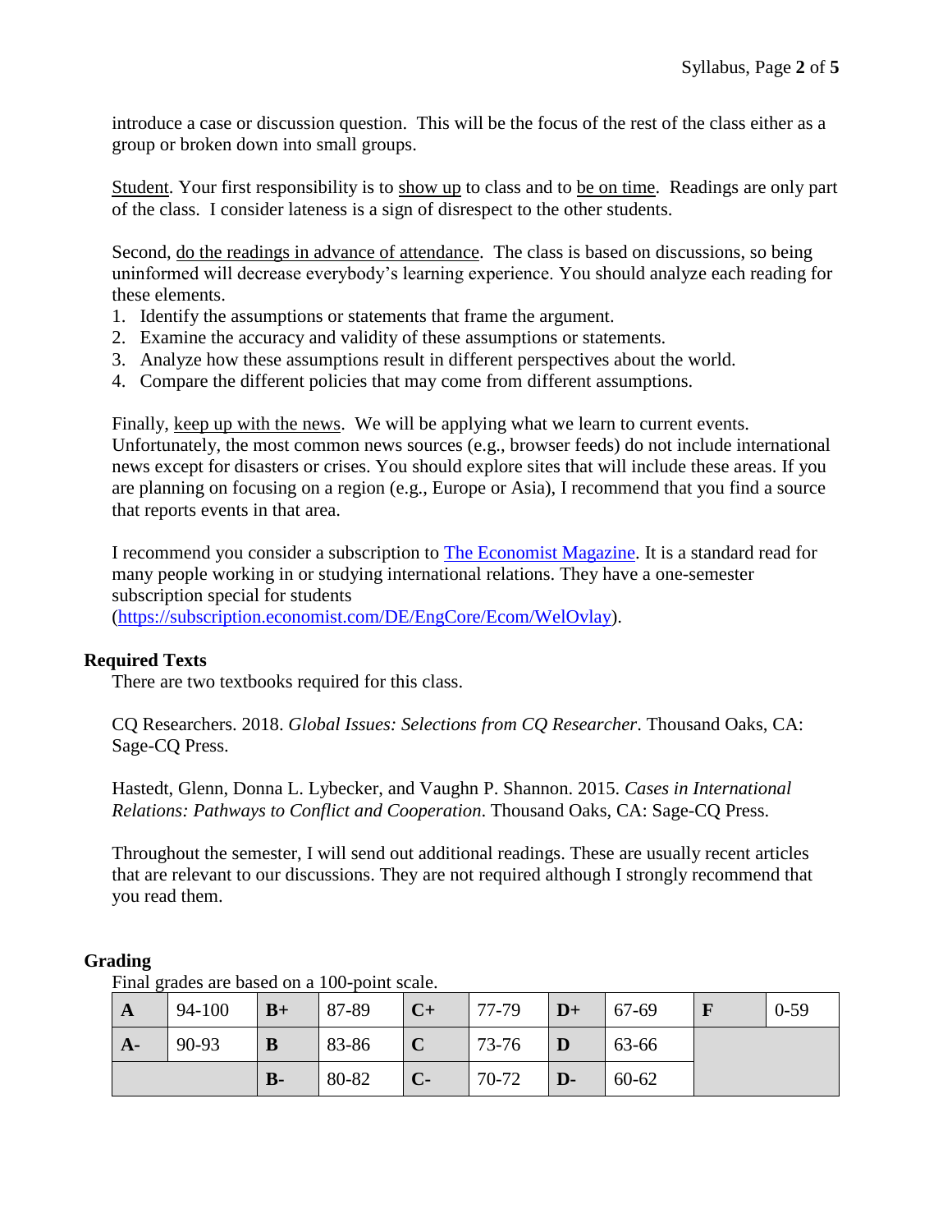introduce a case or discussion question. This will be the focus of the rest of the class either as a group or broken down into small groups.

Student. Your first responsibility is to show up to class and to be on time. Readings are only part of the class. I consider lateness is a sign of disrespect to the other students.

Second, do the readings in advance of attendance. The class is based on discussions, so being uninformed will decrease everybody's learning experience. You should analyze each reading for these elements.

1. Identify the assumptions or statements that frame the argument.
2. Examine the accuracy and validity of these assumptions or statements.
3. Analyze how these assumptions result in different perspectives about the world.
4. Compare the different policies that may come from different assumptions.

Finally, keep up with the news. We will be applying what we learn to current events. Unfortunately, the most common news sources (e.g., browser feeds) do not include international news except for disasters or crises. You should explore sites that will include these areas. If you are planning on focusing on a region (e.g., Europe or Asia), I recommend that you find a source that reports events in that area.

I recommend you consider a subscription to [The Economist Magazine](https://subscription.economist.com/DE/EngCore/Ecom/WelOvlay). It is a standard read for many people working in or studying international relations. They have a one-semester subscription special for students (https://subscription.economist.com/DE/EngCore/Ecom/WelOvlay).

## Required Texts

There are two textbooks required for this class.

CQ Researchers. 2018. *Global Issues: Selections from CQ Researcher*. Thousand Oaks, CA: Sage-CQ Press.

Hastedt, Glenn, Donna L. Lybecker, and Vaughn P. Shannon. 2015. *Cases in International Relations: Pathways to Conflict and Cooperation*. Thousand Oaks, CA: Sage-CQ Press.

Throughout the semester, I will send out additional readings. These are usually recent articles that are relevant to our discussions. They are not required although I strongly recommend that you read them.

## Grading

Final grades are based on a 100-point scale.

| **A** | 94-100 | **B+** | 87-89 | **C+** | 77-79 | **D+** | 67-69 | **F** | 0-59 |
|---|---|---|---|---|---|---|---|---|---|
| **A-** | 90-93 | **B** | 83-86 | **C** | 73-76 | **D** | 63-66 | | |
| | | **B-** | 80-82 | **C-** | 70-72 | **D-** | 60-62 | | |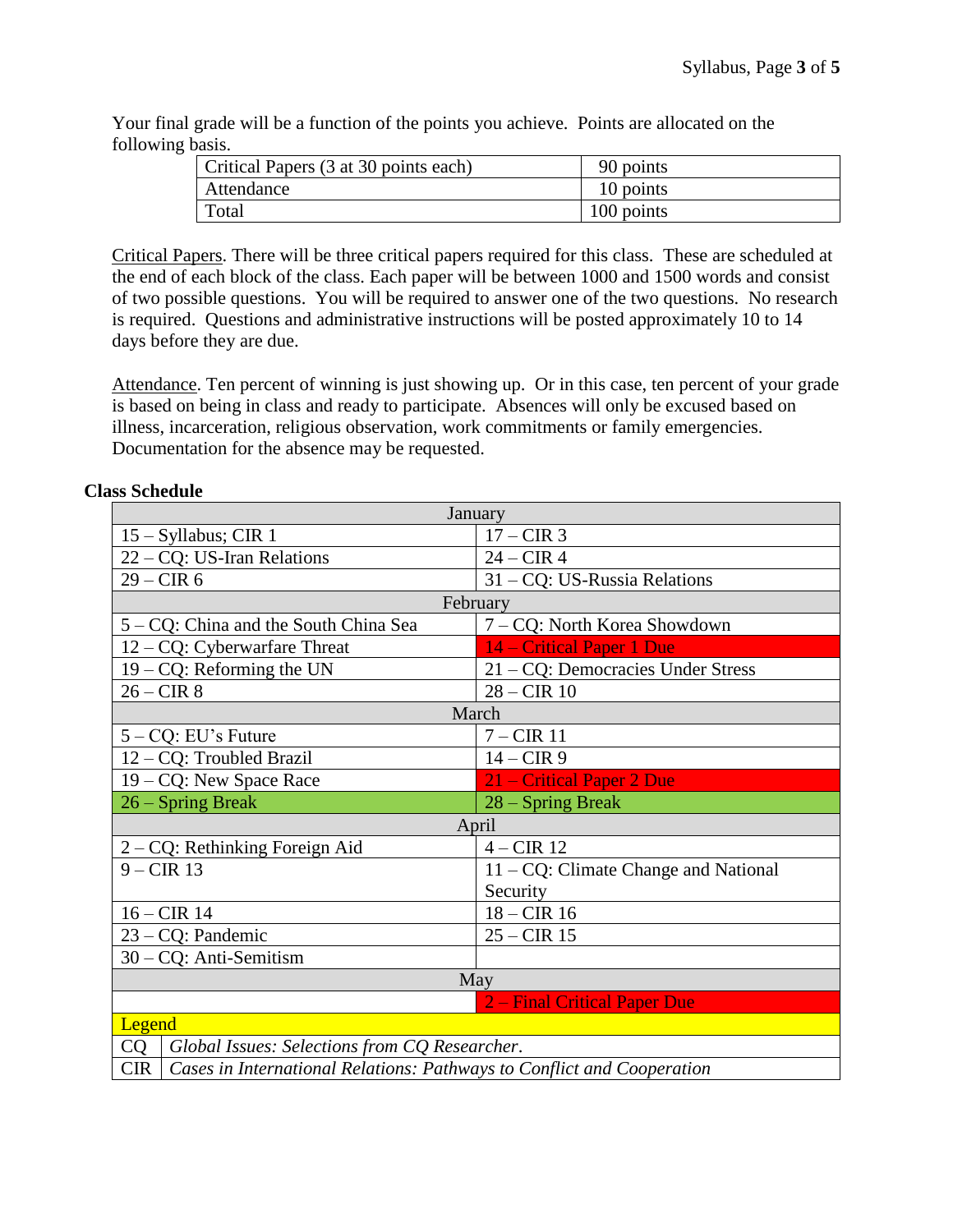Your final grade will be a function of the points you achieve. Points are allocated on the following basis.

| Critical Papers (3 at 30 points each) | 90 points |
|---|---|
| Attendance | 10 points |
| Total | 100 points |

<u>Critical Papers</u>. There will be three critical papers required for this class. These are scheduled at the end of each block of the class. Each paper will be between 1000 and 1500 words and consist of two possible questions. You will be required to answer one of the two questions. No research is required. Questions and administrative instructions will be posted approximately 10 to 14 days before they are due.

<u>Attendance</u>. Ten percent of winning is just showing up. Or in this case, ten percent of your grade is based on being in class and ready to participate. Absences will only be excused based on illness, incarceration, religious observation, work commitments or family emergencies. Documentation for the absence may be requested.

**Class Schedule**

| January | |
|---|---|
| 15 – Syllabus; CIR 1 | 17 – CIR 3 |
| 22 – CQ: US-Iran Relations | 24 – CIR 4 |
| 29 – CIR 6 | 31 – CQ: US-Russia Relations |
| **February** | |
| 5 – CQ: China and the South China Sea | 7 – CQ: North Korea Showdown |
| 12 – CQ: Cyberwarfare Threat | 14 – Critical Paper 1 Due |
| 19 – CQ: Reforming the UN | 21 – CQ: Democracies Under Stress |
| 26 – CIR 8 | 28 – CIR 10 |
| **March** | |
| 5 – CQ: EU's Future | 7 – CIR 11 |
| 12 – CQ: Troubled Brazil | 14 – CIR 9 |
| 19 – CQ: New Space Race | 21 – Critical Paper 2 Due |
| 26 – Spring Break | 28 – Spring Break |
| **April** | |
| 2 – CQ: Rethinking Foreign Aid | 4 – CIR 12 |
| 9 – CIR 13 | 11 – CQ: Climate Change and National Security |
| 16 – CIR 14 | 18 – CIR 16 |
| 23 – CQ: Pandemic | 25 – CIR 15 |
| 30 – CQ: Anti-Semitism | |
| **May** | |
| | 2 – Final Critical Paper Due |

| Legend | |
|---|---|
| CQ | *Global Issues: Selections from CQ Researcher*. |
| CIR | *Cases in International Relations: Pathways to Conflict and Cooperation* |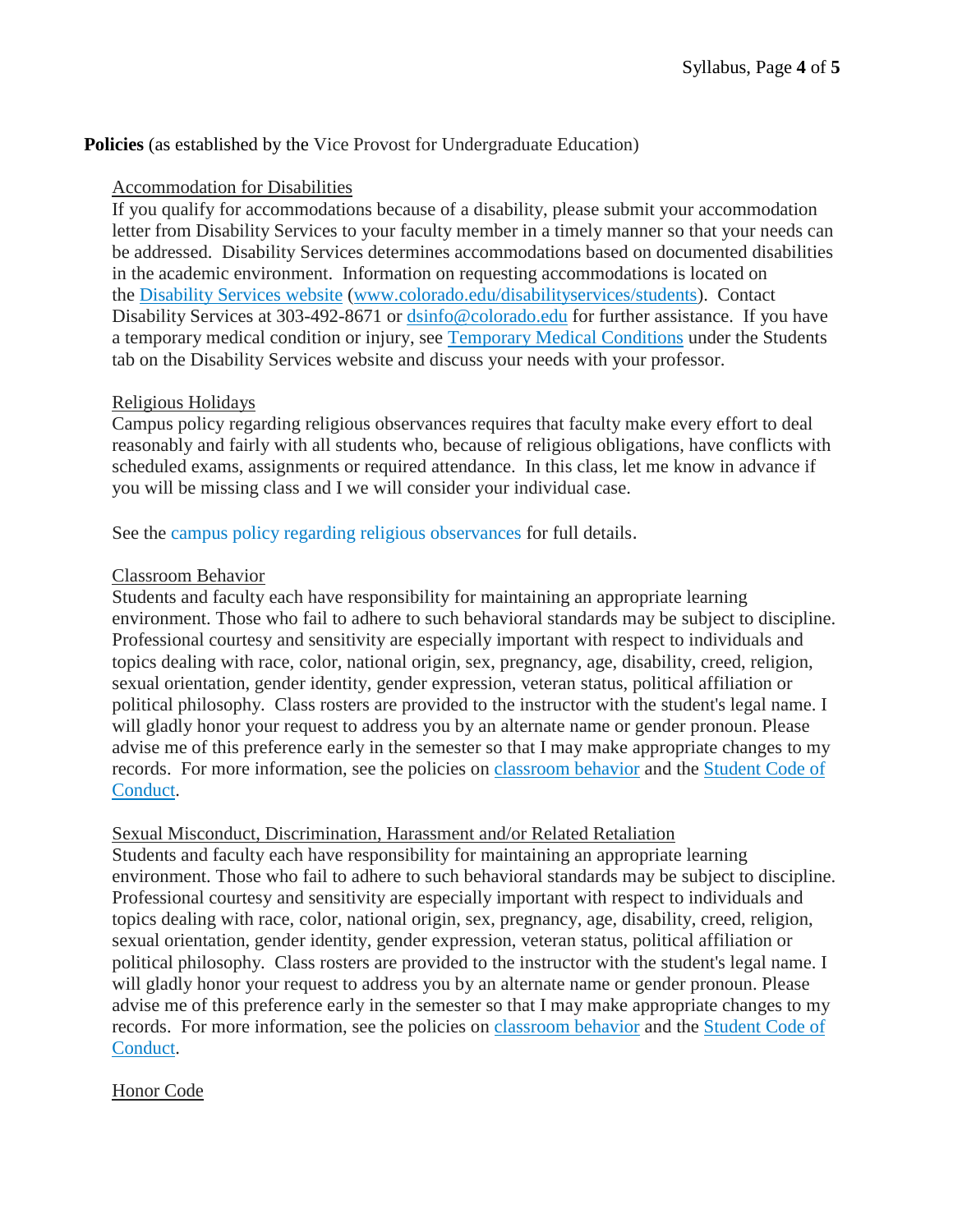**Policies** (as established by the Vice Provost for Undergraduate Education)

Accommodation for Disabilities

If you qualify for accommodations because of a disability, please submit your accommodation letter from Disability Services to your faculty member in a timely manner so that your needs can be addressed. Disability Services determines accommodations based on documented disabilities in the academic environment. Information on requesting accommodations is located on the Disability Services website (www.colorado.edu/disabilityservices/students). Contact Disability Services at 303-492-8671 or dsinfo@colorado.edu for further assistance. If you have a temporary medical condition or injury, see Temporary Medical Conditions under the Students tab on the Disability Services website and discuss your needs with your professor.

Religious Holidays

Campus policy regarding religious observances requires that faculty make every effort to deal reasonably and fairly with all students who, because of religious obligations, have conflicts with scheduled exams, assignments or required attendance. In this class, let me know in advance if you will be missing class and I we will consider your individual case.

See the campus policy regarding religious observances for full details.

Classroom Behavior

Students and faculty each have responsibility for maintaining an appropriate learning environment. Those who fail to adhere to such behavioral standards may be subject to discipline. Professional courtesy and sensitivity are especially important with respect to individuals and topics dealing with race, color, national origin, sex, pregnancy, age, disability, creed, religion, sexual orientation, gender identity, gender expression, veteran status, political affiliation or political philosophy. Class rosters are provided to the instructor with the student's legal name. I will gladly honor your request to address you by an alternate name or gender pronoun. Please advise me of this preference early in the semester so that I may make appropriate changes to my records. For more information, see the policies on classroom behavior and the Student Code of Conduct.

Sexual Misconduct, Discrimination, Harassment and/or Related Retaliation

Students and faculty each have responsibility for maintaining an appropriate learning environment. Those who fail to adhere to such behavioral standards may be subject to discipline. Professional courtesy and sensitivity are especially important with respect to individuals and topics dealing with race, color, national origin, sex, pregnancy, age, disability, creed, religion, sexual orientation, gender identity, gender expression, veteran status, political affiliation or political philosophy. Class rosters are provided to the instructor with the student's legal name. I will gladly honor your request to address you by an alternate name or gender pronoun. Please advise me of this preference early in the semester so that I may make appropriate changes to my records. For more information, see the policies on classroom behavior and the Student Code of Conduct.

Honor Code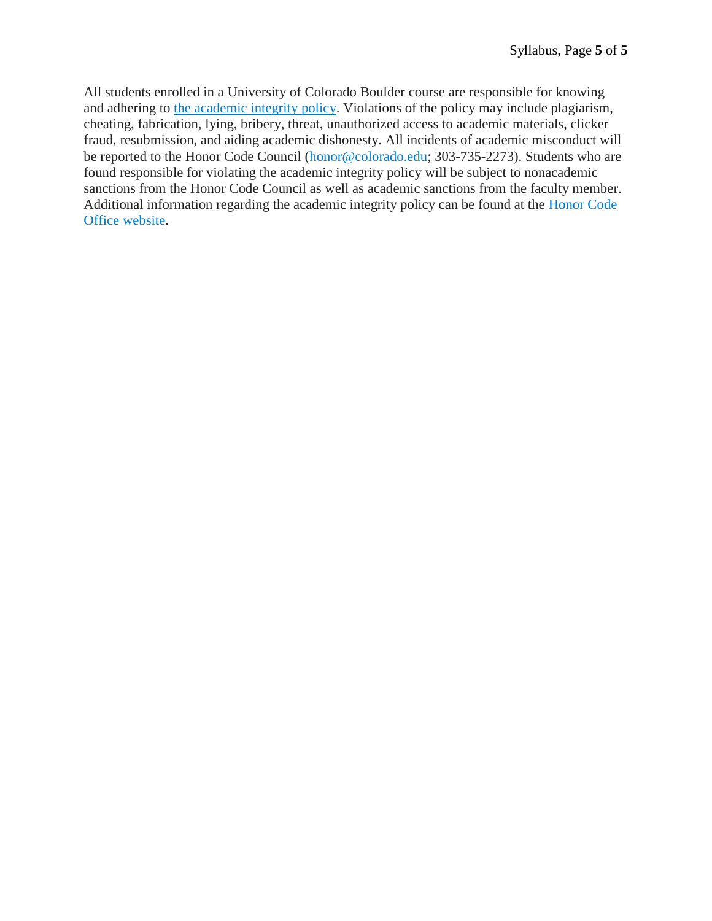All students enrolled in a University of Colorado Boulder course are responsible for knowing and adhering to the academic integrity policy. Violations of the policy may include plagiarism, cheating, fabrication, lying, bribery, threat, unauthorized access to academic materials, clicker fraud, resubmission, and aiding academic dishonesty. All incidents of academic misconduct will be reported to the Honor Code Council (honor@colorado.edu; 303-735-2273). Students who are found responsible for violating the academic integrity policy will be subject to nonacademic sanctions from the Honor Code Council as well as academic sanctions from the faculty member. Additional information regarding the academic integrity policy can be found at the Honor Code Office website.